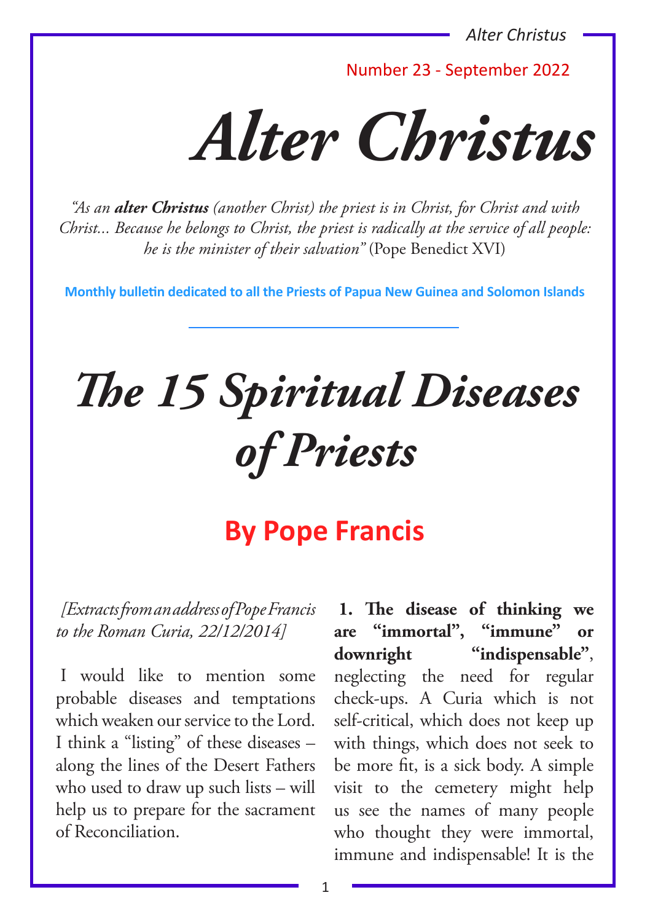Number 23 - September 2022

# Alter Christus

*"As an* ***alter Christus*** *(another Christ) the priest is in Christ, for Christ and with Christ... Because he belongs to Christ, the priest is radically at the service of all people: he is the minister of their salvation"* (Pope Benedict XVI)

**Monthly bulletin dedicated to all the Priests of Papua New Guinea and Solomon Islands**

# The 15 Spiritual Diseases of Priests

## By Pope Francis

*[Extracts from an address of Pope Francis to the Roman Curia, 22/12/2014]*

I would like to mention some probable diseases and temptations which weaken our service to the Lord. I think a "listing" of these diseases – along the lines of the Desert Fathers who used to draw up such lists – will help us to prepare for the sacrament of Reconciliation.

**1. The disease of thinking we are "immortal", "immune" or downright "indispensable"**, neglecting the need for regular check-ups. A Curia which is not self-critical, which does not keep up with things, which does not seek to be more fit, is a sick body. A simple visit to the cemetery might help us see the names of many people who thought they were immortal, immune and indispensable! It is the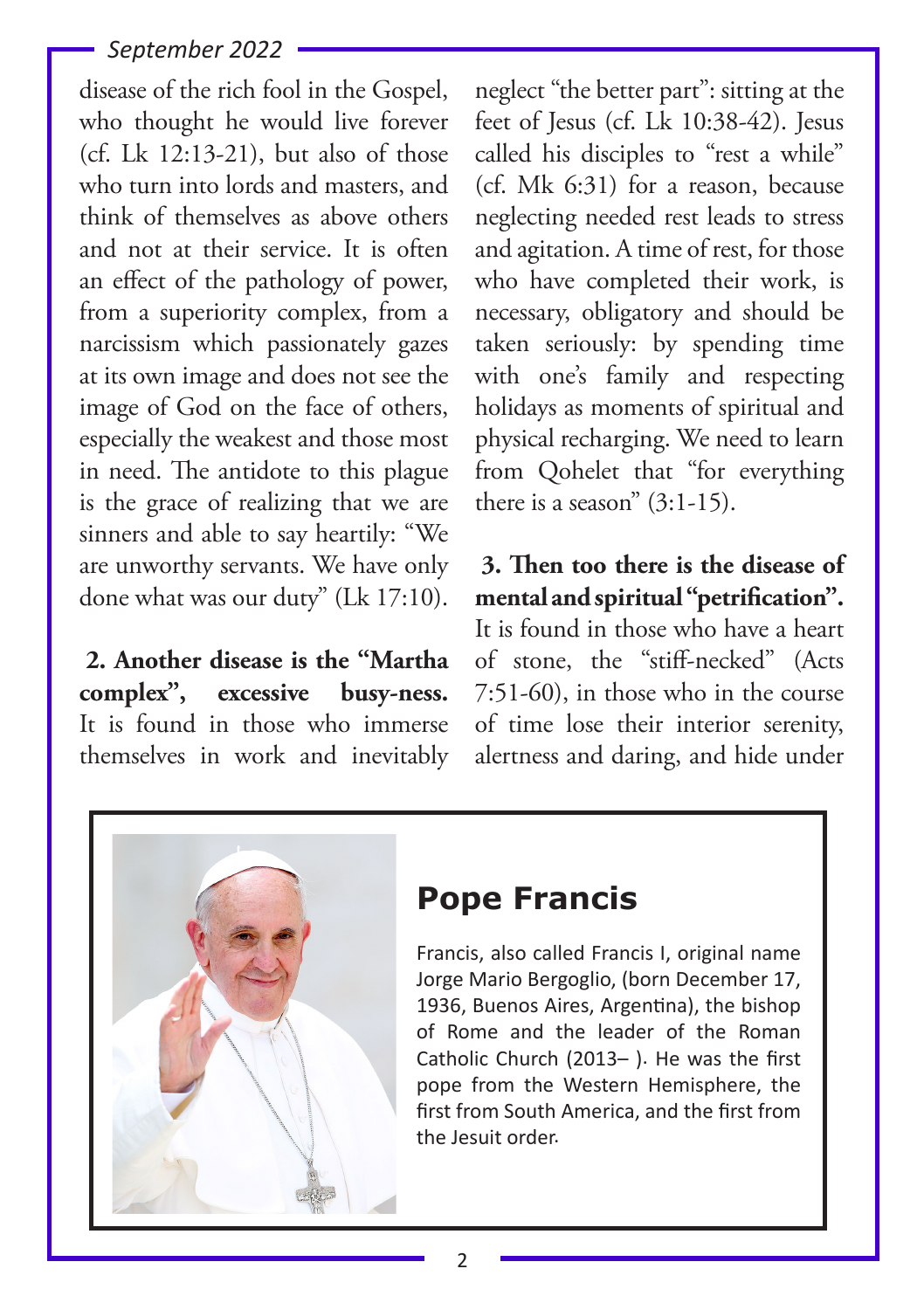disease of the rich fool in the Gospel, who thought he would live forever (cf. Lk 12:13-21), but also of those who turn into lords and masters, and think of themselves as above others and not at their service. It is often an effect of the pathology of power, from a superiority complex, from a narcissism which passionately gazes at its own image and does not see the image of God on the face of others, especially the weakest and those most in need. The antidote to this plague is the grace of realizing that we are sinners and able to say heartily: "We are unworthy servants. We have only done what was our duty" (Lk 17:10).

**2. Another disease is the "Martha complex", excessive busy-ness.** It is found in those who immerse themselves in work and inevitably neglect "the better part": sitting at the feet of Jesus (cf. Lk 10:38-42). Jesus called his disciples to "rest a while" (cf. Mk 6:31) for a reason, because neglecting needed rest leads to stress and agitation. A time of rest, for those who have completed their work, is necessary, obligatory and should be taken seriously: by spending time with one's family and respecting holidays as moments of spiritual and physical recharging. We need to learn from Qohelet that "for everything there is a season" (3:1-15).

**3. Then too there is the disease of mental and spiritual "petrification".** It is found in those who have a heart of stone, the "stiff-necked" (Acts 7:51-60), in those who in the course of time lose their interior serenity, alertness and daring, and hide under

## Pope Francis

Francis, also called Francis I, original name Jorge Mario Bergoglio, (born December 17, 1936, Buenos Aires, Argentina), the bishop of Rome and the leader of the Roman Catholic Church (2013– ). He was the first pope from the Western Hemisphere, the first from South America, and the first from the Jesuit order.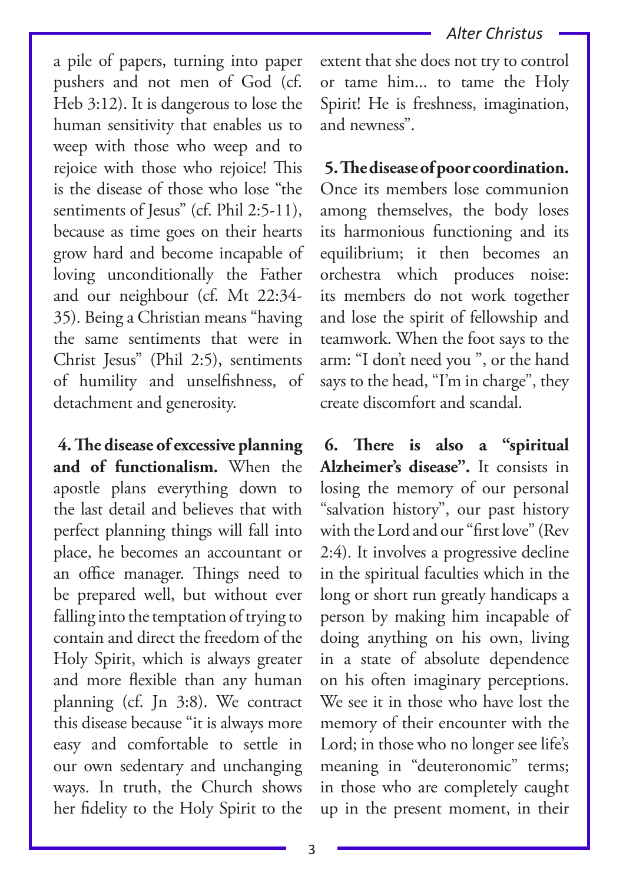a pile of papers, turning into paper pushers and not men of God (cf. Heb 3:12). It is dangerous to lose the human sensitivity that enables us to weep with those who weep and to rejoice with those who rejoice! This is the disease of those who lose "the sentiments of Jesus" (cf. Phil 2:5-11), because as time goes on their hearts grow hard and become incapable of loving unconditionally the Father and our neighbour (cf. Mt 22:34-35). Being a Christian means "having the same sentiments that were in Christ Jesus" (Phil 2:5), sentiments of humility and unselfishness, of detachment and generosity.

**4. The disease of excessive planning and of functionalism.** When the apostle plans everything down to the last detail and believes that with perfect planning things will fall into place, he becomes an accountant or an office manager. Things need to be prepared well, but without ever falling into the temptation of trying to contain and direct the freedom of the Holy Spirit, which is always greater and more flexible than any human planning (cf. Jn 3:8). We contract this disease because "it is always more easy and comfortable to settle in our own sedentary and unchanging ways. In truth, the Church shows her fidelity to the Holy Spirit to the extent that she does not try to control or tame him… to tame the Holy Spirit! He is freshness, imagination, and newness".

**5. The disease of poor coordination.** Once its members lose communion among themselves, the body loses its harmonious functioning and its equilibrium; it then becomes an orchestra which produces noise: its members do not work together and lose the spirit of fellowship and teamwork. When the foot says to the arm: "I don't need you ", or the hand says to the head, "I'm in charge", they create discomfort and scandal.

**6. There is also a "spiritual Alzheimer's disease".** It consists in losing the memory of our personal "salvation history", our past history with the Lord and our "first love" (Rev 2:4). It involves a progressive decline in the spiritual faculties which in the long or short run greatly handicaps a person by making him incapable of doing anything on his own, living in a state of absolute dependence on his often imaginary perceptions. We see it in those who have lost the memory of their encounter with the Lord; in those who no longer see life's meaning in "deuteronomic" terms; in those who are completely caught up in the present moment, in their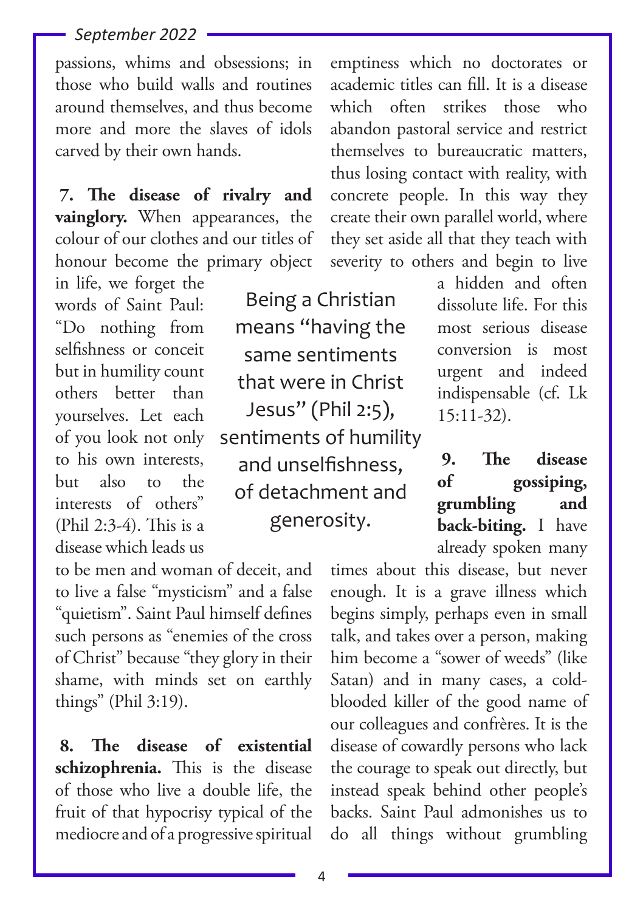passions, whims and obsessions; in those who build walls and routines around themselves, and thus become more and more the slaves of idols carved by their own hands.

**7. The disease of rivalry and vainglory.** When appearances, the colour of our clothes and our titles of honour become the primary object in life, we forget the words of Saint Paul: "Do nothing from selfishness or conceit but in humility count others better than yourselves. Let each of you look not only to his own interests, but also to the interests of others" (Phil 2:3-4). This is a disease which leads us to be men and woman of deceit, and to live a false "mysticism" and a false "quietism". Saint Paul himself defines such persons as "enemies of the cross of Christ" because "they glory in their shame, with minds set on earthly things" (Phil 3:19).

> Being a Christian means "having the same sentiments that were in Christ Jesus" (Phil 2:5), sentiments of humility and unselfishness, of detachment and generosity.

**8. The disease of existential schizophrenia.** This is the disease of those who live a double life, the fruit of that hypocrisy typical of the mediocre and of a progressive spiritual emptiness which no doctorates or academic titles can fill. It is a disease which often strikes those who abandon pastoral service and restrict themselves to bureaucratic matters, thus losing contact with reality, with concrete people. In this way they create their own parallel world, where they set aside all that they teach with severity to others and begin to live a hidden and often dissolute life. For this most serious disease conversion is most urgent and indeed indispensable (cf. Lk 15:11-32).

**9. The disease of gossiping, grumbling and back-biting.** I have already spoken many times about this disease, but never enough. It is a grave illness which begins simply, perhaps even in small talk, and takes over a person, making him become a "sower of weeds" (like Satan) and in many cases, a cold-blooded killer of the good name of our colleagues and confrères. It is the disease of cowardly persons who lack the courage to speak out directly, but instead speak behind other people's backs. Saint Paul admonishes us to do all things without grumbling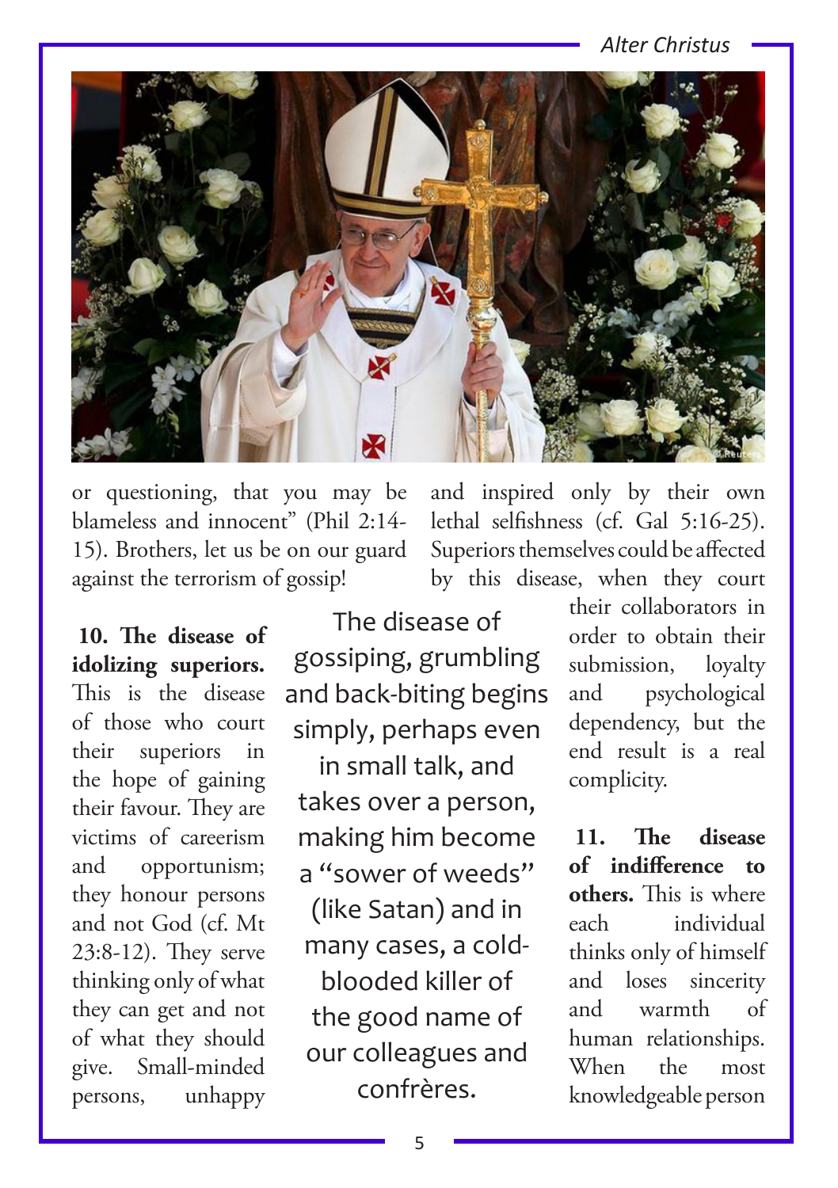or questioning, that you may be blameless and innocent" (Phil 2:14-15). Brothers, let us be on our guard against the terrorism of gossip!

**10. The disease of idolizing superiors.** This is the disease of those who court their superiors in the hope of gaining their favour. They are victims of careerism and opportunism; they honour persons and not God (cf. Mt 23:8-12). They serve thinking only of what they can get and not of what they should give. Small-minded persons, unhappy and inspired only by their own lethal selfishness (cf. Gal 5:16-25). Superiors themselves could be affected by this disease, when they court their collaborators in order to obtain their submission, loyalty and psychological dependency, but the end result is a real complicity.

> The disease of gossiping, grumbling and back-biting begins simply, perhaps even in small talk, and takes over a person, making him become a "sower of weeds" (like Satan) and in many cases, a cold-blooded killer of the good name of our colleagues and confrères.

**11. The disease of indifference to others.** This is where each individual thinks only of himself and loses sincerity and warmth of human relationships. When the most knowledgeable person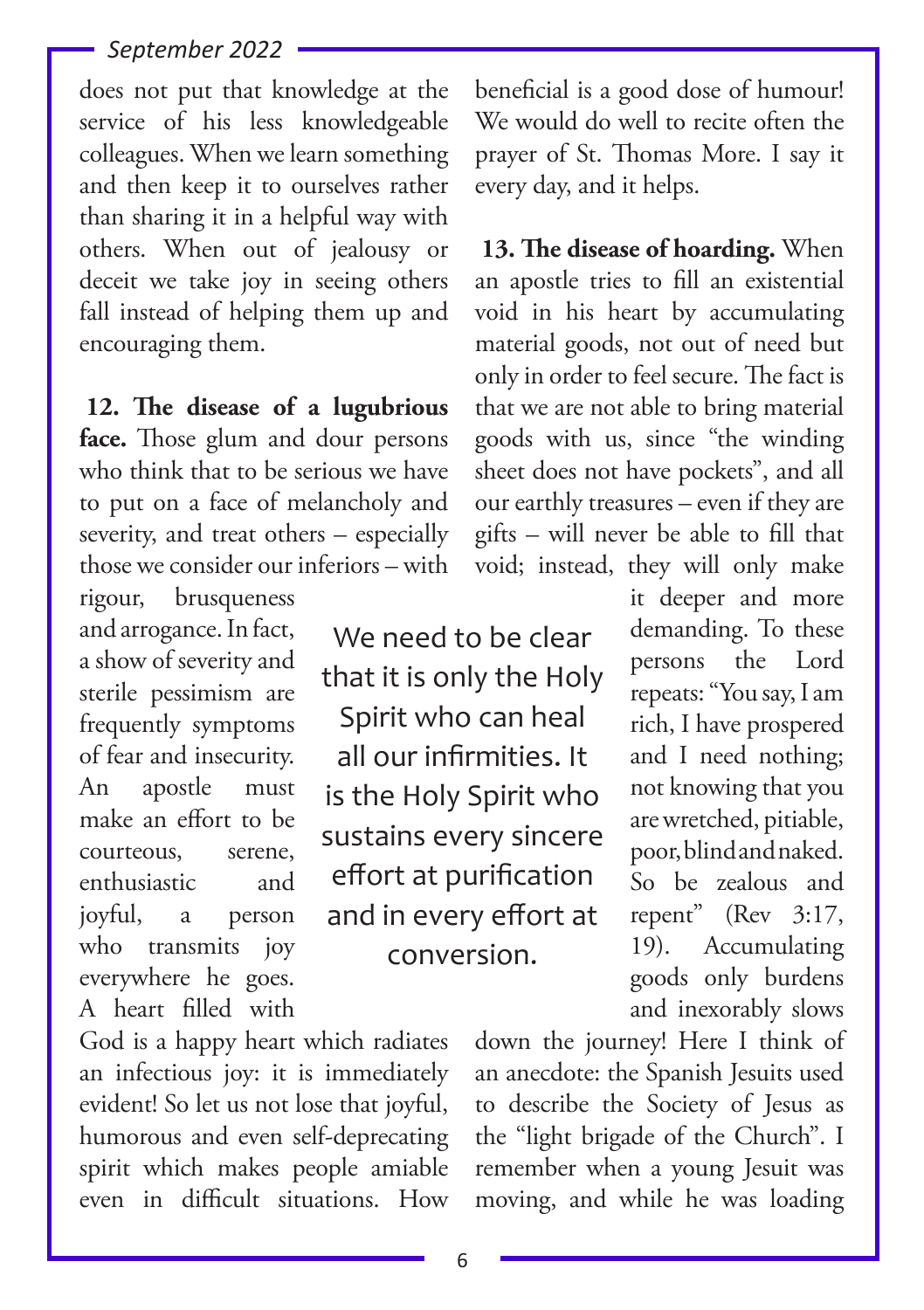does not put that knowledge at the service of his less knowledgeable colleagues. When we learn something and then keep it to ourselves rather than sharing it in a helpful way with others. When out of jealousy or deceit we take joy in seeing others fall instead of helping them up and encouraging them.

**12. The disease of a lugubrious face.** Those glum and dour persons who think that to be serious we have to put on a face of melancholy and severity, and treat others – especially those we consider our inferiors – with rigour, brusqueness and arrogance. In fact, a show of severity and sterile pessimism are frequently symptoms of fear and insecurity. An apostle must make an effort to be courteous, serene, enthusiastic and joyful, a person who transmits joy everywhere he goes. A heart filled with God is a happy heart which radiates an infectious joy: it is immediately evident! So let us not lose that joyful, humorous and even self-deprecating spirit which makes people amiable even in difficult situations. How beneficial is a good dose of humour! We would do well to recite often the prayer of St. Thomas More. I say it every day, and it helps.

> We need to be clear that it is only the Holy Spirit who can heal all our infirmities. It is the Holy Spirit who sustains every sincere effort at purification and in every effort at conversion.

**13. The disease of hoarding.** When an apostle tries to fill an existential void in his heart by accumulating material goods, not out of need but only in order to feel secure. The fact is that we are not able to bring material goods with us, since "the winding sheet does not have pockets", and all our earthly treasures – even if they are gifts – will never be able to fill that void; instead, they will only make it deeper and more demanding. To these persons the Lord repeats: "You say, I am rich, I have prospered and I need nothing; not knowing that you are wretched, pitiable, poor, blind and naked. So be zealous and repent" (Rev 3:17, 19). Accumulating goods only burdens and inexorably slows down the journey! Here I think of an anecdote: the Spanish Jesuits used to describe the Society of Jesus as the "light brigade of the Church". I remember when a young Jesuit was moving, and while he was loading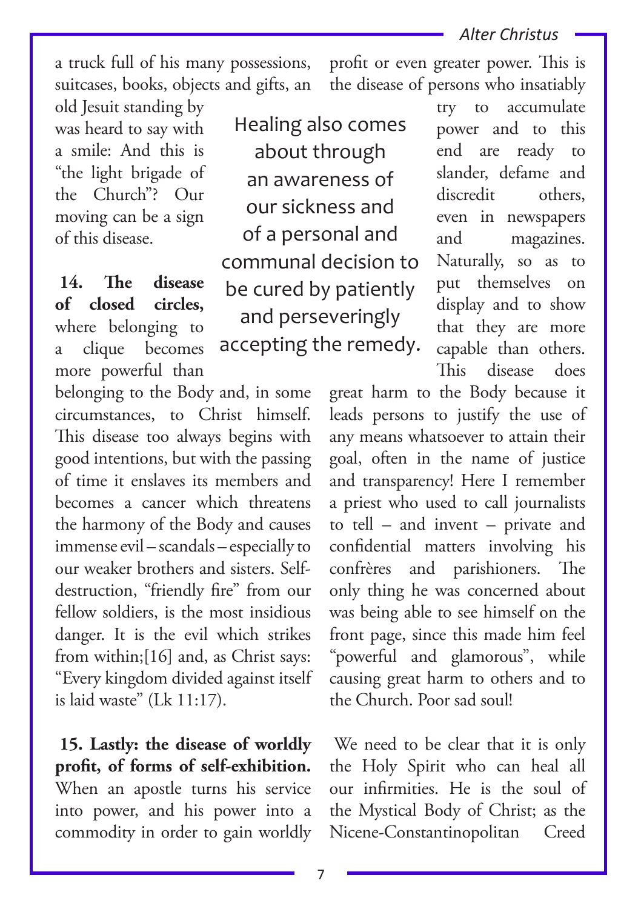a truck full of his many possessions, suitcases, books, objects and gifts, an old Jesuit standing by was heard to say with a smile: And this is "the light brigade of the Church"? Our moving can be a sign of this disease.

**14. The disease of closed circles,** where belonging to a clique becomes more powerful than belonging to the Body and, in some circumstances, to Christ himself. This disease too always begins with good intentions, but with the passing of time it enslaves its members and becomes a cancer which threatens the harmony of the Body and causes immense evil – scandals – especially to our weaker brothers and sisters. Self-destruction, "friendly fire" from our fellow soldiers, is the most insidious danger. It is the evil which strikes from within;[16] and, as Christ says: "Every kingdom divided against itself is laid waste" (Lk 11:17).

> Healing also comes about through an awareness of our sickness and of a personal and communal decision to be cured by patiently and perseveringly accepting the remedy.

**15. Lastly: the disease of worldly profit, of forms of self-exhibition.** When an apostle turns his service into power, and his power into a commodity in order to gain worldly profit or even greater power. This is the disease of persons who insatiably try to accumulate power and to this end are ready to slander, defame and discredit others, even in newspapers and magazines. Naturally, so as to put themselves on display and to show that they are more capable than others. This disease does great harm to the Body because it leads persons to justify the use of any means whatsoever to attain their goal, often in the name of justice and transparency! Here I remember a priest who used to call journalists to tell – and invent – private and confidential matters involving his confrères and parishioners. The only thing he was concerned about was being able to see himself on the front page, since this made him feel "powerful and glamorous", while causing great harm to others and to the Church. Poor sad soul!

We need to be clear that it is only the Holy Spirit who can heal all our infirmities. He is the soul of the Mystical Body of Christ; as the Nicene-Constantinopolitan Creed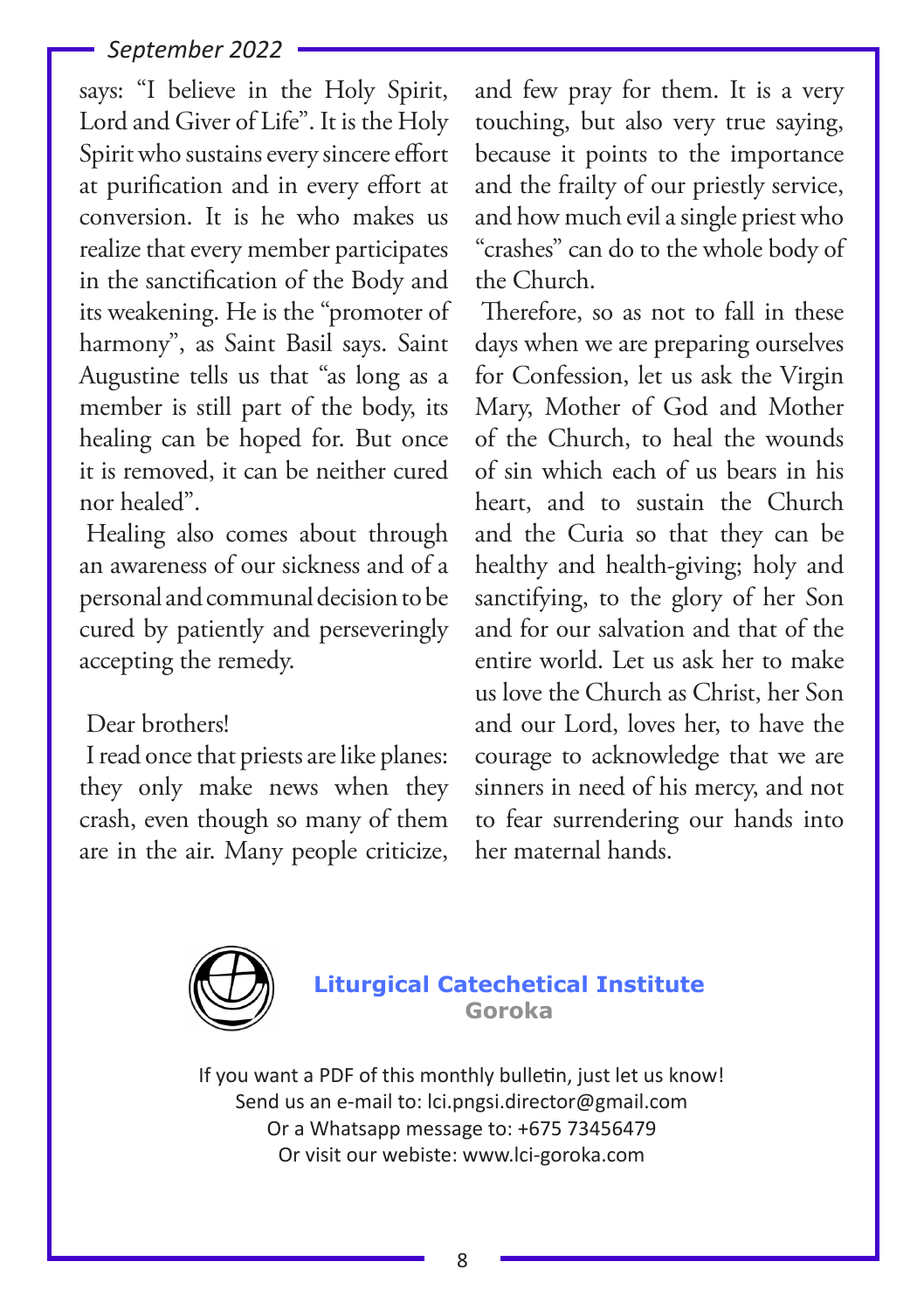says: "I believe in the Holy Spirit, Lord and Giver of Life". It is the Holy Spirit who sustains every sincere effort at purification and in every effort at conversion. It is he who makes us realize that every member participates in the sanctification of the Body and its weakening. He is the "promoter of harmony", as Saint Basil says. Saint Augustine tells us that "as long as a member is still part of the body, its healing can be hoped for. But once it is removed, it can be neither cured nor healed".

Healing also comes about through an awareness of our sickness and of a personal and communal decision to be cured by patiently and perseveringly accepting the remedy.

Dear brothers!

I read once that priests are like planes: they only make news when they crash, even though so many of them are in the air. Many people criticize, and few pray for them. It is a very touching, but also very true saying, because it points to the importance and the frailty of our priestly service, and how much evil a single priest who "crashes" can do to the whole body of the Church.

Therefore, so as not to fall in these days when we are preparing ourselves for Confession, let us ask the Virgin Mary, Mother of God and Mother of the Church, to heal the wounds of sin which each of us bears in his heart, and to sustain the Church and the Curia so that they can be healthy and health-giving; holy and sanctifying, to the glory of her Son and for our salvation and that of the entire world. Let us ask her to make us love the Church as Christ, her Son and our Lord, loves her, to have the courage to acknowledge that we are sinners in need of his mercy, and not to fear surrendering our hands into her maternal hands.

**Liturgical Catechetical Institute**
**Goroka**

If you want a PDF of this monthly bulletin, just let us know!
Send us an e-mail to: lci.pngsi.director@gmail.com
Or a Whatsapp message to: +675 73456479
Or visit our webiste: www.lci-goroka.com